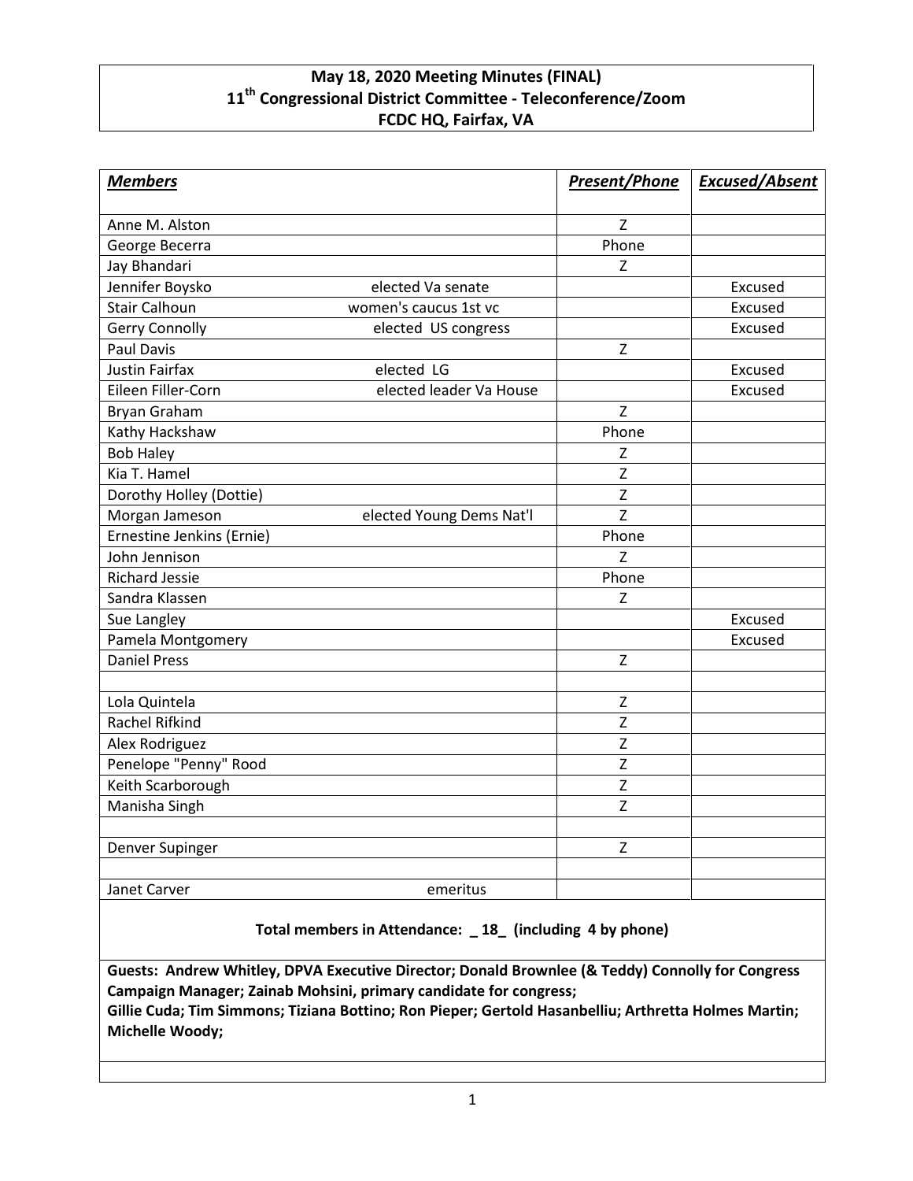**May 18, 2020 Meeting Minutes (FINAL)**
**11th Congressional District Committee - Teleconference/Zoom**
**FCDC HQ, Fairfax, VA**

| ***Members*** | | ***Present/Phone*** | ***Excused/Absent*** |
|---|---|---|---|
| Anne M. Alston | | Z | |
| George Becerra | | Phone | |
| Jay Bhandari | | Z | |
| Jennifer Boysko | elected Va senate | | Excused |
| Stair Calhoun | women's caucus 1st vc | | Excused |
| Gerry Connolly | elected US congress | | Excused |
| Paul Davis | | Z | |
| Justin Fairfax | elected LG | | Excused |
| Eileen Filler-Corn | elected leader Va House | | Excused |
| Bryan Graham | | Z | |
| Kathy Hackshaw | | Phone | |
| Bob Haley | | Z | |
| Kia T. Hamel | | Z | |
| Dorothy Holley (Dottie) | | Z | |
| Morgan Jameson | elected Young Dems Nat'l | Z | |
| Ernestine Jenkins (Ernie) | | Phone | |
| John Jennison | | Z | |
| Richard Jessie | | Phone | |
| Sandra Klassen | | Z | |
| Sue Langley | | | Excused |
| Pamela Montgomery | | | Excused |
| Daniel Press | | Z | |
| | | | |
| Lola Quintela | | Z | |
| Rachel Rifkind | | Z | |
| Alex Rodriguez | | Z | |
| Penelope "Penny" Rood | | Z | |
| Keith Scarborough | | Z | |
| Manisha Singh | | Z | |
| | | | |
| Denver Supinger | | Z | |
| | | | |
| Janet Carver | emeritus | | |

**Total members in Attendance: _ 18_ (including 4 by phone)**

**Guests: Andrew Whitley, DPVA Executive Director; Donald Brownlee (& Teddy) Connolly for Congress Campaign Manager; Zainab Mohsini, primary candidate for congress;**
**Gillie Cuda; Tim Simmons; Tiziana Bottino; Ron Pieper; Gertold Hasanbelliu; Arthretta Holmes Martin; Michelle Woody;**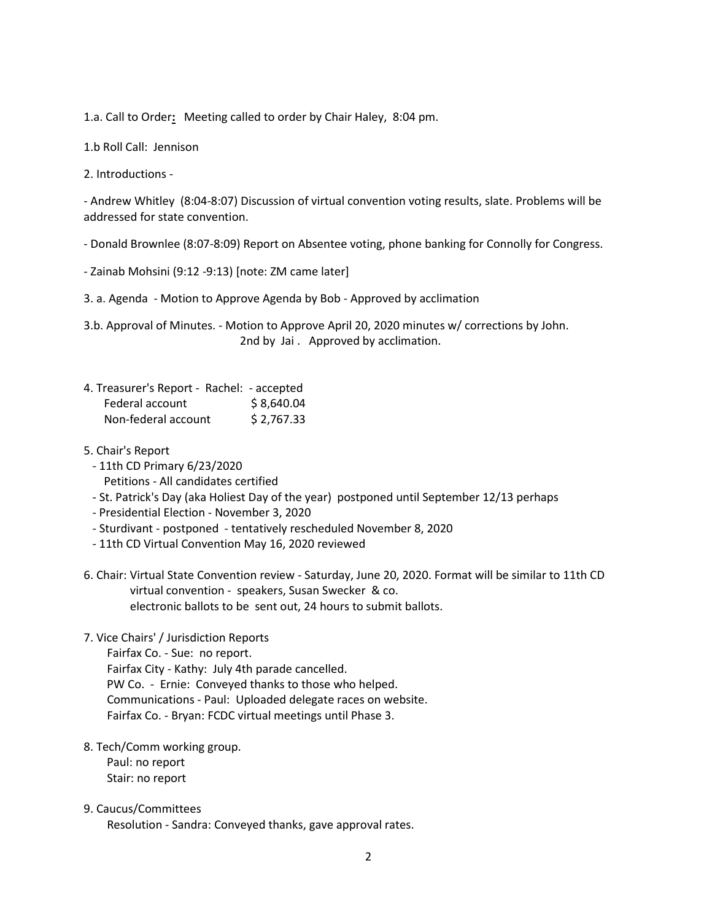1.a. Call to Order**:** Meeting called to order by Chair Haley, 8:04 pm.

1.b Roll Call: Jennison

2. Introductions -

- Andrew Whitley (8:04-8:07) Discussion of virtual convention voting results, slate. Problems will be addressed for state convention.

- Donald Brownlee (8:07-8:09) Report on Absentee voting, phone banking for Connolly for Congress.

- Zainab Mohsini (9:12 -9:13) [note: ZM came later]

3. a. Agenda - Motion to Approve Agenda by Bob - Approved by acclimation

3.b. Approval of Minutes. - Motion to Approve April 20, 2020 minutes w/ corrections by John.
2nd by Jai . Approved by acclimation.

4. Treasurer's Report - Rachel: - accepted

| | |
|---|---|
| Federal account | \$ 8,640.04 |
| Non-federal account | \$ 2,767.33 |

5. Chair's Report
   - 11th CD Primary 6/23/2020
     Petitions - All candidates certified
   - St. Patrick's Day (aka Holiest Day of the year) postponed until September 12/13 perhaps
   - Presidential Election - November 3, 2020
   - Sturdivant - postponed - tentatively rescheduled November 8, 2020
   - 11th CD Virtual Convention May 16, 2020 reviewed

6. Chair: Virtual State Convention review - Saturday, June 20, 2020. Format will be similar to 11th CD virtual convention - speakers, Susan Swecker & co.
   electronic ballots to be sent out, 24 hours to submit ballots.

7. Vice Chairs' / Jurisdiction Reports
   Fairfax Co. - Sue: no report.
   Fairfax City - Kathy: July 4th parade cancelled.
   PW Co. - Ernie: Conveyed thanks to those who helped.
   Communications - Paul: Uploaded delegate races on website.
   Fairfax Co. - Bryan: FCDC virtual meetings until Phase 3.

8. Tech/Comm working group.
   Paul: no report
   Stair: no report

9. Caucus/Committees
   Resolution - Sandra: Conveyed thanks, gave approval rates.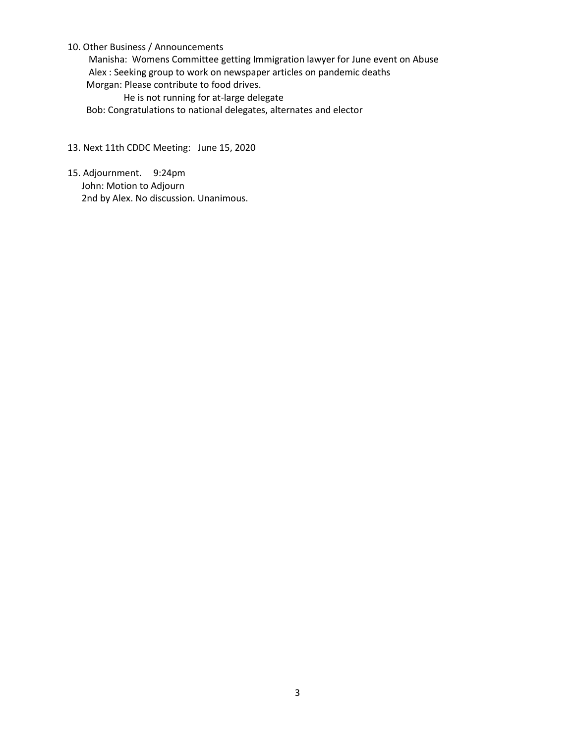10. Other Business / Announcements

    Manisha: Womens Committee getting Immigration lawyer for June event on Abuse

    Alex : Seeking group to work on newspaper articles on pandemic deaths

    Morgan: Please contribute to food drives.

    He is not running for at-large delegate

    Bob: Congratulations to national delegates, alternates and elector

13. Next 11th CDDC Meeting: June 15, 2020

15. Adjournment. 9:24pm

    John: Motion to Adjourn

    2nd by Alex. No discussion. Unanimous.